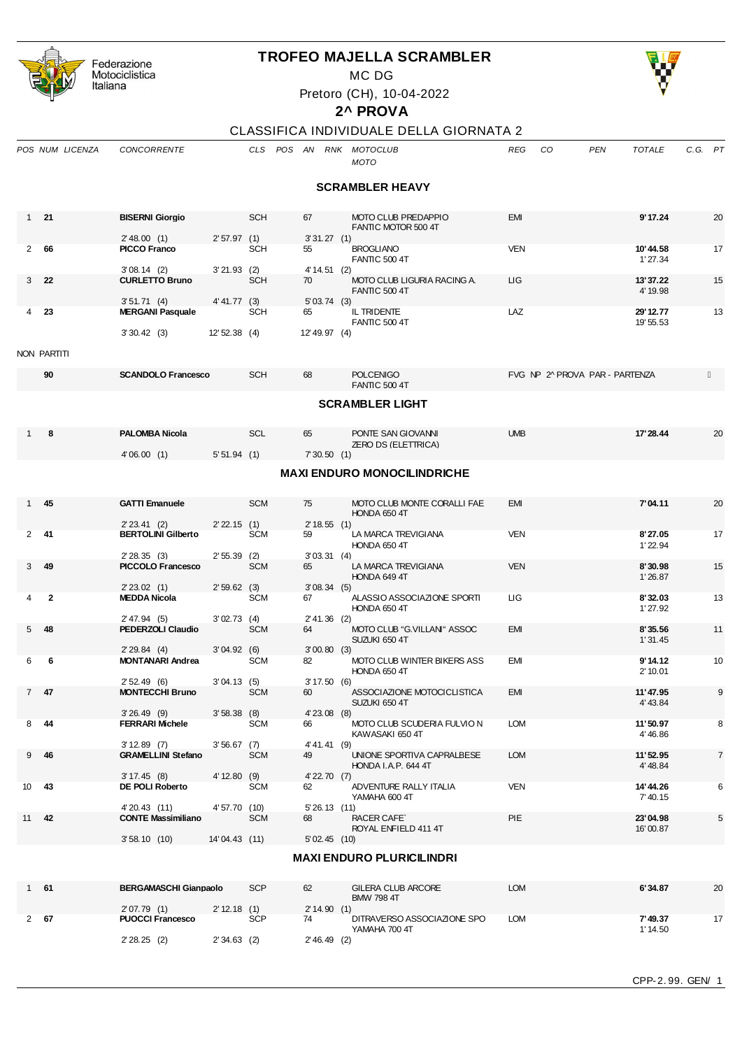Federazione Motociclistica Italiana

# TROFEO MAJELLA SCRAMBLER

MC DG

Pretoro (CH), 10-04-2022

## 2^ PROVA

### CLASSIFICA INDIVIDUALE DELLA GIORNATA 2

| POS | NUM | LICENZA | CONCORRENTE | | CLS | POS | AN | RNK | MOTOCLUB / MOTO | REG | CO | PEN | TOTALE | C.G. | PT |
|---|---|---|---|---|---|---|---|---|---|---|---|---|---|---|---|

#### SCRAMBLER HEAVY

| POS | NUM | CONCORRENTE | | CLS | AN | MOTOCLUB / MOTO | REG | TOTALE | PT |
|---|---|---|---|---|---|---|---|---|---|
| 1 | 21 | **BISERNI Giorgio** | | SCH | 67 | MOTO CLUB PREDAPPIO / FANTIC MOTOR 500 4T | EMI | **9'17.24** | 20 |
| | | 2'48.00 (1) | 2'57.97 (1) | | 3'31.27 (1) | | | | |
| 2 | 66 | **PICCO Franco** | | SCH | 55 | BROGLIANO / FANTIC 500 4T | VEN | **10'44.58** / 1'27.34 | 17 |
| | | 3'08.14 (2) | 3'21.93 (2) | | 4'14.51 (2) | | | | |
| 3 | 22 | **CURLETTO Bruno** | | SCH | 70 | MOTO CLUB LIGURIA RACING A. / FANTIC 500 4T | LIG | **13'37.22** / 4'19.98 | 15 |
| | | 3'51.71 (4) | 4'41.77 (3) | | 5'03.74 (3) | | | | |
| 4 | 23 | **MERGANI Pasquale** | | SCH | 65 | IL TRIDENTE / FANTIC 500 4T | LAZ | **29'12.77** / 19'55.53 | 13 |
| | | 3'30.42 (3) | 12'52.38 (4) | | 12'49.97 (4) | | | | |

NON PARTITI

| NUM | CONCORRENTE | CLS | AN | MOTOCLUB / MOTO | REG | |
|---|---|---|---|---|---|---|
| 90 | **SCANDOLO Francesco** | SCH | 68 | POLCENIGO / FANTIC 500 4T | FVG | NP 2^ PROVA PAR - PARTENZA |

#### SCRAMBLER LIGHT

| POS | NUM | CONCORRENTE | | CLS | AN | MOTOCLUB / MOTO | REG | TOTALE | PT |
|---|---|---|---|---|---|---|---|---|---|
| 1 | 8 | **PALOMBA Nicola** | | SCL | 65 | PONTE SAN GIOVANNI / ZERO DS (ELETTRICA) | UMB | **17'28.44** | 20 |
| | | 4'06.00 (1) | 5'51.94 (1) | | 7'30.50 (1) | | | | |

#### MAXI ENDURO MONOCILINDRICHE

| POS | NUM | CONCORRENTE | | CLS | AN | MOTOCLUB / MOTO | REG | TOTALE | PT |
|---|---|---|---|---|---|---|---|---|---|
| 1 | 45 | **GATTI Emanuele** | | SCM | 75 | MOTO CLUB MONTE CORALLI FAE / HONDA 650 4T | EMI | **7'04.11** | 20 |
| | | 2'23.41 (2) | 2'22.15 (1) | | 2'18.55 (1) | | | | |
| 2 | 41 | **BERTOLINI Gilberto** | | SCM | 59 | LA MARCA TREVIGIANA / HONDA 650 4T | VEN | **8'27.05** / 1'22.94 | 17 |
| | | 2'28.35 (3) | 2'55.39 (2) | | 3'03.31 (4) | | | | |
| 3 | 49 | **PICCOLO Francesco** | | SCM | 65 | LA MARCA TREVIGIANA / HONDA 649 4T | VEN | **8'30.98** / 1'26.87 | 15 |
| | | 2'23.02 (1) | 2'59.62 (3) | | 3'08.34 (5) | | | | |
| 4 | 2 | **MEDDA Nicola** | | SCM | 67 | ALASSIO ASSOCIAZIONE SPORTI / HONDA 650 4T | LIG | **8'32.03** / 1'27.92 | 13 |
| | | 2'47.94 (5) | 3'02.73 (4) | | 2'41.36 (2) | | | | |
| 5 | 48 | **PEDERZOLI Claudio** | | SCM | 64 | MOTO CLUB "G.VILLANI" ASSOC / SUZUKI 650 4T | EMI | **8'35.56** / 1'31.45 | 11 |
| | | 2'29.84 (4) | 3'04.92 (6) | | 3'00.80 (3) | | | | |
| 6 | 6 | **MONTANARI Andrea** | | SCM | 82 | MOTO CLUB WINTER BIKERS ASS / HONDA 650 4T | EMI | **9'14.12** / 2'10.01 | 10 |
| | | 2'52.49 (6) | 3'04.13 (5) | | 3'17.50 (6) | | | | |
| 7 | 47 | **MONTECCHI Bruno** | | SCM | 60 | ASSOCIAZIONE MOTOCICLISTICA / SUZUKI 650 4T | EMI | **11'47.95** / 4'43.84 | 9 |
| | | 3'26.49 (9) | 3'58.38 (8) | | 4'23.08 (8) | | | | |
| 8 | 44 | **FERRARI Michele** | | SCM | 66 | MOTO CLUB SCUDERIA FULVIO N / KAWASAKI 650 4T | LOM | **11'50.97** / 4'46.86 | 8 |
| | | 3'12.89 (7) | 3'56.67 (7) | | 4'41.41 (9) | | | | |
| 9 | 46 | **GRAMELLINI Stefano** | | SCM | 49 | UNIONE SPORTIVA CAPRALBESE / HONDA I.A.P. 644 4T | LOM | **11'52.95** / 4'48.84 | 7 |
| | | 3'17.45 (8) | 4'12.80 (9) | | 4'22.70 (7) | | | | |
| 10 | 43 | **DE POLI Roberto** | | SCM | 62 | ADVENTURE RALLY ITALIA / YAMAHA 600 4T | VEN | **14'44.26** / 7'40.15 | 6 |
| | | 4'20.43 (11) | 4'57.70 (10) | | 5'26.13 (11) | | | | |
| 11 | 42 | **CONTE Massimiliano** | | SCM | 68 | RACER CAFE` / ROYAL ENFIELD 411 4T | PIE | **23'04.98** / 16'00.87 | 5 |
| | | 3'58.10 (10) | 14'04.43 (11) | | 5'02.45 (10) | | | | |

#### MAXI ENDURO PLURICILINDRI

| POS | NUM | CONCORRENTE | | CLS | AN | MOTOCLUB / MOTO | REG | TOTALE | PT |
|---|---|---|---|---|---|---|---|---|---|
| 1 | 61 | **BERGAMASCHI Gianpaolo** | | SCP | 62 | GILERA CLUB ARCORE / BMW 798 4T | LOM | **6'34.87** | 20 |
| | | 2'07.79 (1) | 2'12.18 (1) | | 2'14.90 (1) | | | | |
| 2 | 67 | **PUOCCI Francesco** | | SCP | 74 | DITRAVERSO ASSOCIAZIONE SPO / YAMAHA 700 4T | LOM | **7'49.37** / 1'14.50 | 17 |
| | | 2'28.25 (2) | 2'34.63 (2) | | 2'46.49 (2) | | | | |

CPP-2.99. GEN/ 1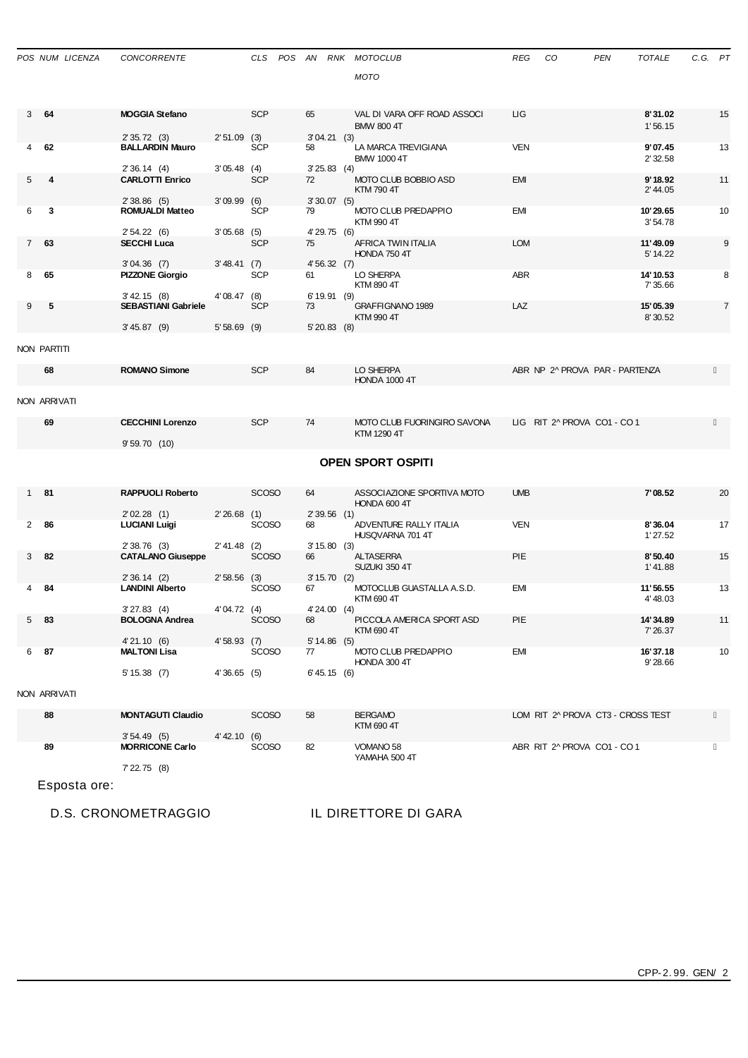| POS | NUM | LICENZA | CONCORRENTE | CLS | POS | AN | RNK | MOTOCLUB / MOTO | REG | CO | PEN | TOTALE | C.G. | PT |
|---|---|---|---|---|---|---|---|---|---|---|---|---|---|---|
| 3 | **64** | | **MOGGIA Stefano** | SCP | | 65 | | VAL DI VARA OFF ROAD ASSOCI<br>BMW 800 4T | LIG | | | **8'31.02**<br>1'56.15 | | 15 |
| | | | 2'35.72 (3) &nbsp; 2'51.09 (3) | | | 3'04.21 (3) | | | | | | | | |
| 4 | **62** | | **BALLARDIN Mauro** | SCP | | 58 | | LA MARCA TREVIGIANA<br>BMW 1000 4T | VEN | | | **9'07.45**<br>2'32.58 | | 13 |
| | | | 2'36.14 (4) &nbsp; 3'05.48 (4) | | | 3'25.83 (4) | | | | | | | | |
| 5 | **4** | | **CARLOTTI Enrico** | SCP | | 72 | | MOTO CLUB BOBBIO ASD<br>KTM 790 4T | EMI | | | **9'18.92**<br>2'44.05 | | 11 |
| | | | 2'38.86 (5) &nbsp; 3'09.99 (6) | | | 3'30.07 (5) | | | | | | | | |
| 6 | **3** | | **ROMUALDI Matteo** | SCP | | 79 | | MOTO CLUB PREDAPPIO<br>KTM 990 4T | EMI | | | **10'29.65**<br>3'54.78 | | 10 |
| | | | 2'54.22 (6) &nbsp; 3'05.68 (5) | | | 4'29.75 (6) | | | | | | | | |
| 7 | **63** | | **SECCHI Luca** | SCP | | 75 | | AFRICA TWIN ITALIA<br>HONDA 750 4T | LOM | | | **11'49.09**<br>5'14.22 | | 9 |
| | | | 3'04.36 (7) &nbsp; 3'48.41 (7) | | | 4'56.32 (7) | | | | | | | | |
| 8 | **65** | | **PIZZONE Giorgio** | SCP | | 61 | | LO SHERPA<br>KTM 890 4T | ABR | | | **14'10.53**<br>7'35.66 | | 8 |
| | | | 3'42.15 (8) &nbsp; 4'08.47 (8) | | | 6'19.91 (9) | | | | | | | | |
| 9 | **5** | | **SEBASTIANI Gabriele** | SCP | | 73 | | GRAFFIGNANO 1989<br>KTM 990 4T | LAZ | | | **15'05.39**<br>8'30.52 | | 7 |
| | | | 3'45.87 (9) &nbsp; 5'58.69 (9) | | | 5'20.83 (8) | | | | | | | | |

NON PARTITI

| NUM | CONCORRENTE | CLS | AN | MOTOCLUB / MOTO | REG | NOTE |
|---|---|---|---|---|---|---|
| **68** | **ROMANO Simone** | SCP | 84 | LO SHERPA<br>HONDA 1000 4T | ABR | NP 2^ PROVA PAR - PARTENZA |

NON ARRIVATI

| NUM | CONCORRENTE | CLS | AN | MOTOCLUB / MOTO | REG | NOTE |
|---|---|---|---|---|---|---|
| **69** | **CECCHINI Lorenzo** | SCP | 74 | MOTO CLUB FUORINGIRO SAVONA<br>KTM 1290 4T | LIG | RIT 2^ PROVA CO1 - CO 1 |
| | 9'59.70 (10) | | | | | |

## OPEN SPORT OSPITI

| POS | NUM | CONCORRENTE | CLS | AN | MOTOCLUB / MOTO | REG | TOTALE | PT |
|---|---|---|---|---|---|---|---|---|
| 1 | **81** | **RAPPUOLI Roberto** | SCOSO | 64 | ASSOCIAZIONE SPORTIVA MOTO<br>HONDA 600 4T | UMB | **7'08.52** | 20 |
| | | 2'02.28 (1) &nbsp; 2'26.68 (1) | | 2'39.56 (1) | | | | |
| 2 | **86** | **LUCIANI Luigi** | SCOSO | 68 | ADVENTURE RALLY ITALIA<br>HUSQVARNA 701 4T | VEN | **8'36.04**<br>1'27.52 | 17 |
| | | 2'38.76 (3) &nbsp; 2'41.48 (2) | | 3'15.80 (3) | | | | |
| 3 | **82** | **CATALANO Giuseppe** | SCOSO | 66 | ALTASERRA<br>SUZUKI 350 4T | PIE | **8'50.40**<br>1'41.88 | 15 |
| | | 2'36.14 (2) &nbsp; 2'58.56 (3) | | 3'15.70 (2) | | | | |
| 4 | **84** | **LANDINI Alberto** | SCOSO | 67 | MOTOCLUB GUASTALLA A.S.D.<br>KTM 690 4T | EMI | **11'56.55**<br>4'48.03 | 13 |
| | | 3'27.83 (4) &nbsp; 4'04.72 (4) | | 4'24.00 (4) | | | | |
| 5 | **83** | **BOLOGNA Andrea** | SCOSO | 68 | PICCOLA AMERICA SPORT ASD<br>KTM 690 4T | PIE | **14'34.89**<br>7'26.37 | 11 |
| | | 4'21.10 (6) &nbsp; 4'58.93 (7) | | 5'14.86 (5) | | | | |
| 6 | **87** | **MALTONI Lisa** | SCOSO | 77 | MOTO CLUB PREDAPPIO<br>HONDA 300 4T | EMI | **16'37.18**<br>9'28.66 | 10 |
| | | 5'15.38 (7) &nbsp; 4'36.65 (5) | | 6'45.15 (6) | | | | |

NON ARRIVATI

| NUM | CONCORRENTE | CLS | AN | MOTOCLUB / MOTO | REG | NOTE |
|---|---|---|---|---|---|---|
| **88** | **MONTAGUTI Claudio** | SCOSO | 58 | BERGAMO<br>KTM 690 4T | LOM | RIT 2^ PROVA CT3 - CROSS TEST |
| | 3'54.49 (5) &nbsp; 4'42.10 (6) | | | | | |
| **89** | **MORRICONE Carlo** | SCOSO | 82 | VOMANO 58<br>YAMAHA 500 4T | ABR | RIT 2^ PROVA CO1 - CO 1 |
| | 7'22.75 (8) | | | | | |

Esposta ore:

D.S. CRONOMETRAGGIO &nbsp;&nbsp;&nbsp;&nbsp; IL DIRETTORE DI GARA

CPP-2.99. GEN/ 2